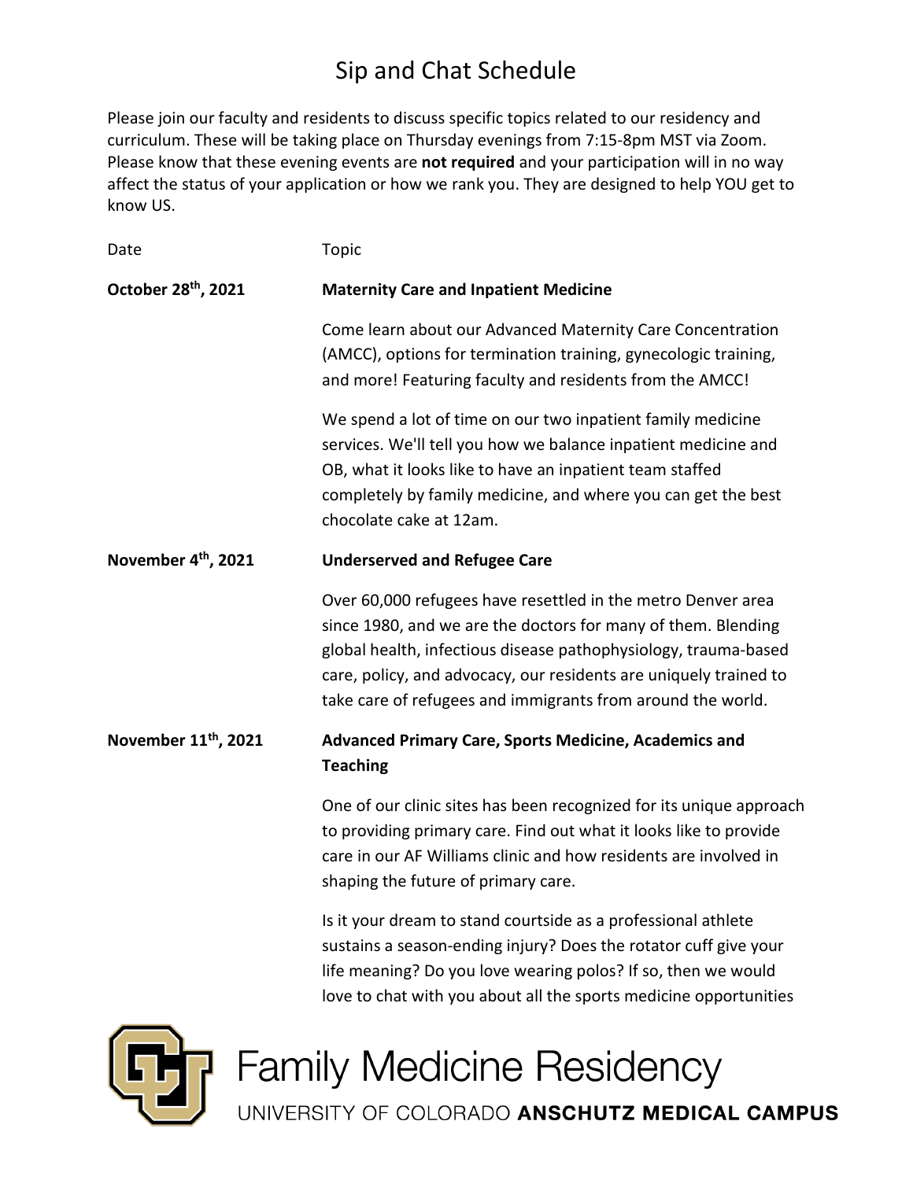# Sip and Chat Schedule

Please join our faculty and residents to discuss specific topics related to our residency and curriculum. These will be taking place on Thursday evenings from 7:15-8pm MST via Zoom. Please know that these evening events are **not required** and your participation will in no way affect the status of your application or how we rank you. They are designed to help YOU get to know US.

| Date | Topic |
| --- | --- |
| **October 28th, 2021** | **Maternity Care and Inpatient Medicine**<br><br>Come learn about our Advanced Maternity Care Concentration (AMCC), options for termination training, gynecologic training, and more! Featuring faculty and residents from the AMCC!<br><br>We spend a lot of time on our two inpatient family medicine services. We'll tell you how we balance inpatient medicine and OB, what it looks like to have an inpatient team staffed completely by family medicine, and where you can get the best chocolate cake at 12am. |
| **November 4th, 2021** | **Underserved and Refugee Care**<br><br>Over 60,000 refugees have resettled in the metro Denver area since 1980, and we are the doctors for many of them. Blending global health, infectious disease pathophysiology, trauma-based care, policy, and advocacy, our residents are uniquely trained to take care of refugees and immigrants from around the world. |
| **November 11th, 2021** | **Advanced Primary Care, Sports Medicine, Academics and Teaching**<br><br>One of our clinic sites has been recognized for its unique approach to providing primary care. Find out what it looks like to provide care in our AF Williams clinic and how residents are involved in shaping the future of primary care.<br><br>Is it your dream to stand courtside as a professional athlete sustains a season-ending injury? Does the rotator cuff give your life meaning? Do you love wearing polos? If so, then we would love to chat with you about all the sports medicine opportunities |

Family Medicine Residency

UNIVERSITY OF COLORADO **ANSCHUTZ MEDICAL CAMPUS**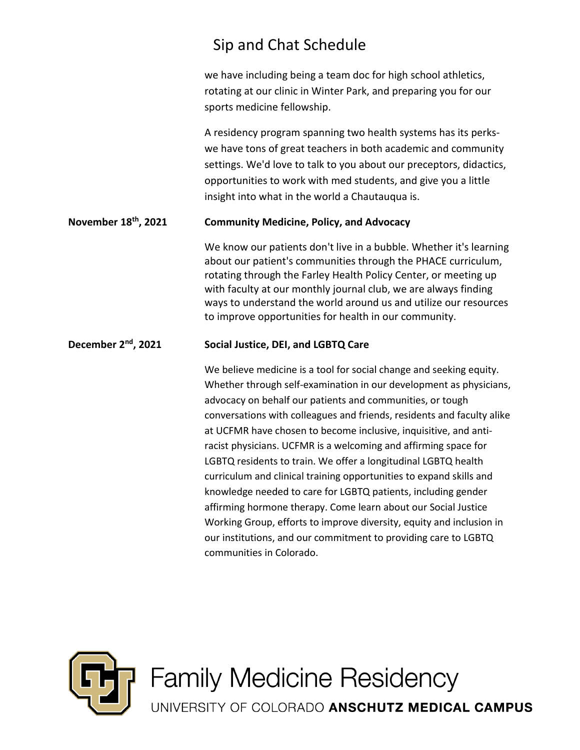we have including being a team doc for high school athletics, rotating at our clinic in Winter Park, and preparing you for our sports medicine fellowship.

A residency program spanning two health systems has its perks- we have tons of great teachers in both academic and community settings. We'd love to talk to you about our preceptors, didactics, opportunities to work with med students, and give you a little insight into what in the world a Chautauqua is.

**November 18th, 2021** **Community Medicine, Policy, and Advocacy**

We know our patients don't live in a bubble. Whether it's learning about our patient's communities through the PHACE curriculum, rotating through the Farley Health Policy Center, or meeting up with faculty at our monthly journal club, we are always finding ways to understand the world around us and utilize our resources to improve opportunities for health in our community.

**December 2nd, 2021** **Social Justice, DEI, and LGBTQ Care**

We believe medicine is a tool for social change and seeking equity. Whether through self-examination in our development as physicians, advocacy on behalf our patients and communities, or tough conversations with colleagues and friends, residents and faculty alike at UCFMR have chosen to become inclusive, inquisitive, and anti-racist physicians. UCFMR is a welcoming and affirming space for LGBTQ residents to train. We offer a longitudinal LGBTQ health curriculum and clinical training opportunities to expand skills and knowledge needed to care for LGBTQ patients, including gender affirming hormone therapy. Come learn about our Social Justice Working Group, efforts to improve diversity, equity and inclusion in our institutions, and our commitment to providing care to LGBTQ communities in Colorado.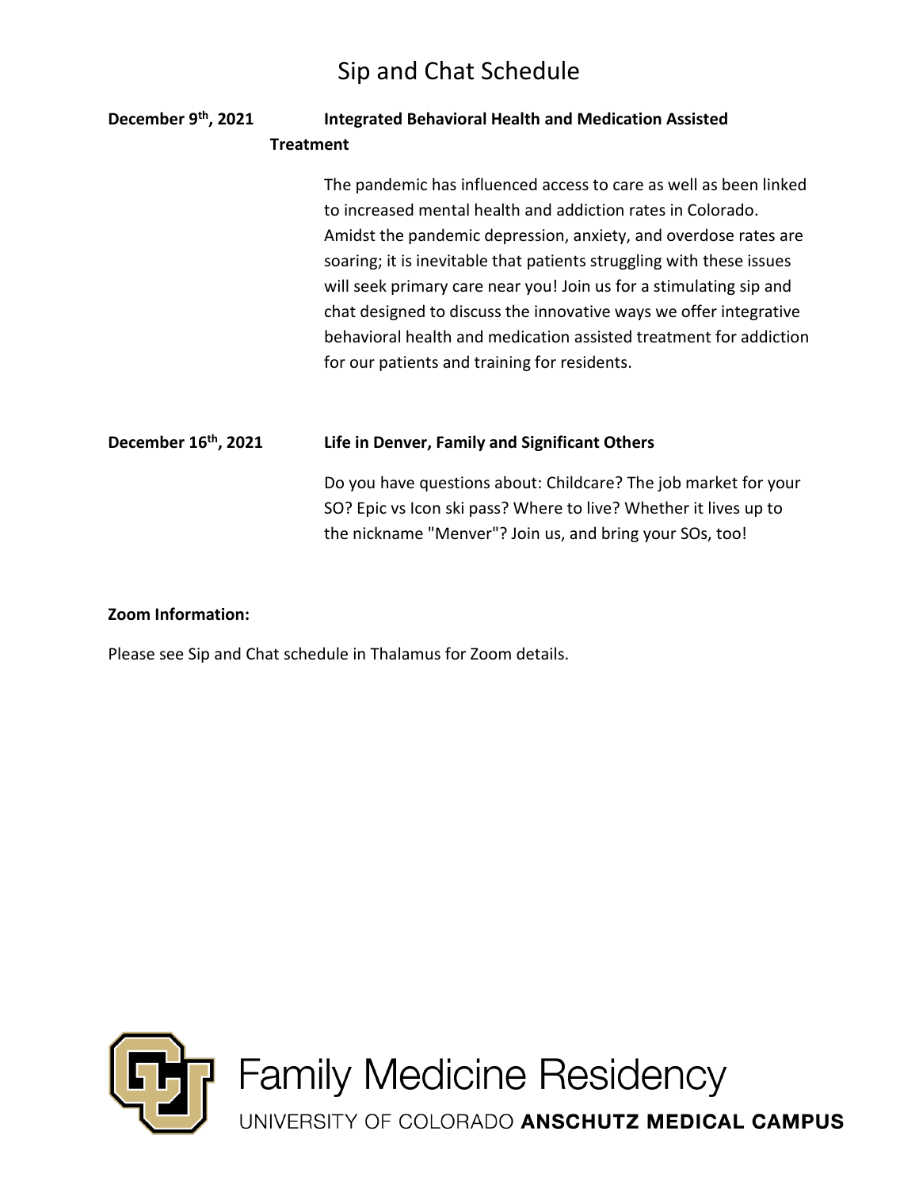# Sip and Chat Schedule

**December 9th, 2021** **Integrated Behavioral Health and Medication Assisted Treatment**

The pandemic has influenced access to care as well as been linked to increased mental health and addiction rates in Colorado. Amidst the pandemic depression, anxiety, and overdose rates are soaring; it is inevitable that patients struggling with these issues will seek primary care near you! Join us for a stimulating sip and chat designed to discuss the innovative ways we offer integrative behavioral health and medication assisted treatment for addiction for our patients and training for residents.

**December 16th, 2021** **Life in Denver, Family and Significant Others**

Do you have questions about: Childcare? The job market for your SO? Epic vs Icon ski pass? Where to live? Whether it lives up to the nickname "Menver"? Join us, and bring your SOs, too!

**Zoom Information:**

Please see Sip and Chat schedule in Thalamus for Zoom details.

Family Medicine Residency

UNIVERSITY OF COLORADO **ANSCHUTZ MEDICAL CAMPUS**